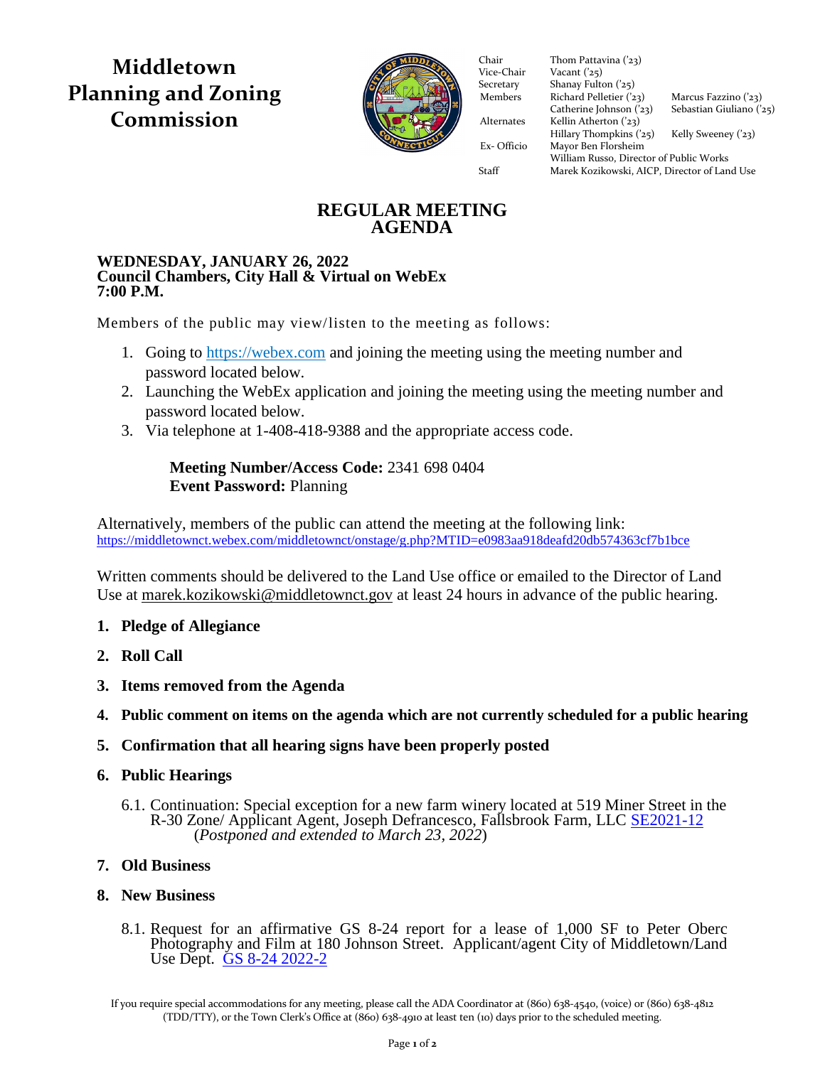# Middletown Planning and Zoning Commission

| | | |
|---|---|---|
| Chair | Thom Pattavina ('23) | |
| Vice-Chair | Vacant ('25) | |
| Secretary | Shanay Fulton ('25) | |
| Members | Richard Pelletier ('23) | Marcus Fazzino ('23) |
| | Catherine Johnson ('23) | Sebastian Giuliano ('25) |
| Alternates | Kellin Atherton ('23) | |
| | Hillary Thompkins ('25) | Kelly Sweeney ('23) |
| Ex- Officio | Mayor Ben Florsheim | |
| | William Russo, Director of Public Works | |
| Staff | Marek Kozikowski, AICP, Director of Land Use | |

## REGULAR MEETING AGENDA

**WEDNESDAY, JANUARY 26, 2022**
**Council Chambers, City Hall & Virtual on WebEx**
**7:00 P.M.**

Members of the public may view/listen to the meeting as follows:

1. Going to https://webex.com and joining the meeting using the meeting number and password located below.
2. Launching the WebEx application and joining the meeting using the meeting number and password located below.
3. Via telephone at 1-408-418-9388 and the appropriate access code.

**Meeting Number/Access Code:** 2341 698 0404
**Event Password:** Planning

Alternatively, members of the public can attend the meeting at the following link:
https://middletownct.webex.com/middletownct/onstage/g.php?MTID=e0983aa918deafd20db574363cf7b1bce

Written comments should be delivered to the Land Use office or emailed to the Director of Land Use at marek.kozikowski@middletownct.gov at least 24 hours in advance of the public hearing.

1. **Pledge of Allegiance**
2. **Roll Call**
3. **Items removed from the Agenda**
4. **Public comment on items on the agenda which are not currently scheduled for a public hearing**
5. **Confirmation that all hearing signs have been properly posted**
6. **Public Hearings**
   - 6.1. Continuation: Special exception for a new farm winery located at 519 Miner Street in the R-30 Zone/ Applicant Agent, Joseph Defrancesco, Fallsbrook Farm, LLC SE2021-12 (*Postponed and extended to March 23, 2022*)
7. **Old Business**
8. **New Business**
   - 8.1. Request for an affirmative GS 8-24 report for a lease of 1,000 SF to Peter Oberc Photography and Film at 180 Johnson Street. Applicant/agent City of Middletown/Land Use Dept. GS 8-24 2022-2

If you require special accommodations for any meeting, please call the ADA Coordinator at (860) 638-4540, (voice) or (860) 638-4812 (TDD/TTY), or the Town Clerk's Office at (860) 638-4910 at least ten (10) days prior to the scheduled meeting.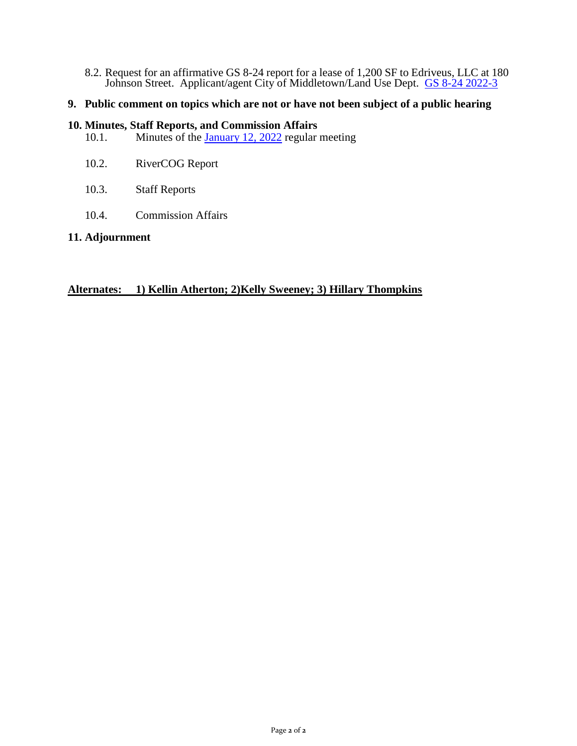8.2. Request for an affirmative GS 8-24 report for a lease of 1,200 SF to Edriveus, LLC at 180 Johnson Street. Applicant/agent City of Middletown/Land Use Dept. GS 8-24 2022-3

**9. Public comment on topics which are not or have not been subject of a public hearing**

**10. Minutes, Staff Reports, and Commission Affairs**

10.1. Minutes of the January 12, 2022 regular meeting

10.2. RiverCOG Report

10.3. Staff Reports

10.4. Commission Affairs

**11. Adjournment**

**Alternates: 1) Kellin Atherton; 2)Kelly Sweeney; 3) Hillary Thompkins**